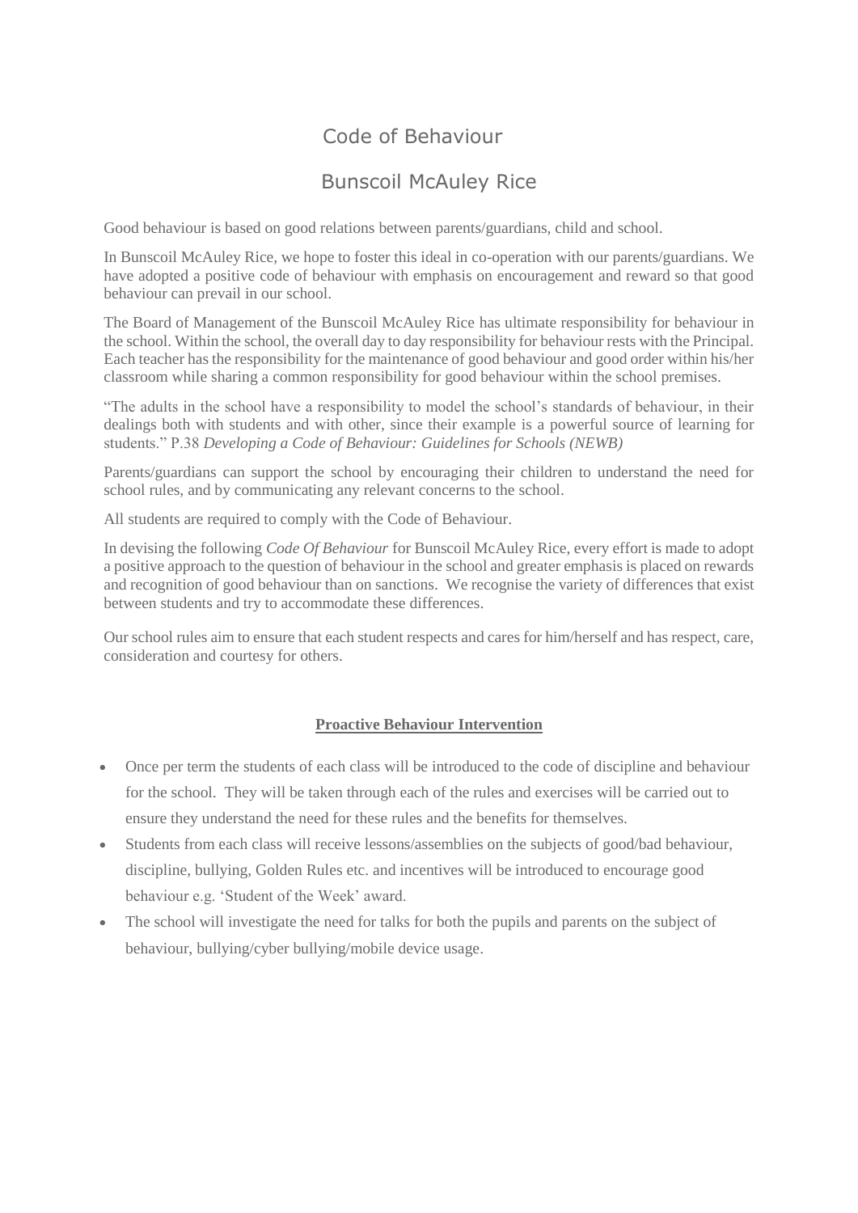# Code of Behaviour

## Bunscoil McAuley Rice

Good behaviour is based on good relations between parents/guardians, child and school.

In Bunscoil McAuley Rice, we hope to foster this ideal in co-operation with our parents/guardians. We have adopted a positive code of behaviour with emphasis on encouragement and reward so that good behaviour can prevail in our school.

The Board of Management of the Bunscoil McAuley Rice has ultimate responsibility for behaviour in the school. Within the school, the overall day to day responsibility for behaviour rests with the Principal. Each teacher has the responsibility for the maintenance of good behaviour and good order within his/her classroom while sharing a common responsibility for good behaviour within the school premises.

"The adults in the school have a responsibility to model the school's standards of behaviour, in their dealings both with students and with other, since their example is a powerful source of learning for students." P.38 *Developing a Code of Behaviour: Guidelines for Schools (NEWB)*

Parents/guardians can support the school by encouraging their children to understand the need for school rules, and by communicating any relevant concerns to the school.

All students are required to comply with the Code of Behaviour.

In devising the following *Code Of Behaviour* for Bunscoil McAuley Rice, every effort is made to adopt a positive approach to the question of behaviour in the school and greater emphasis is placed on rewards and recognition of good behaviour than on sanctions. We recognise the variety of differences that exist between students and try to accommodate these differences.

Our school rules aim to ensure that each student respects and cares for him/herself and has respect, care, consideration and courtesy for others.

**Proactive Behaviour Intervention**

- Once per term the students of each class will be introduced to the code of discipline and behaviour for the school. They will be taken through each of the rules and exercises will be carried out to ensure they understand the need for these rules and the benefits for themselves.
- Students from each class will receive lessons/assemblies on the subjects of good/bad behaviour, discipline, bullying, Golden Rules etc. and incentives will be introduced to encourage good behaviour e.g. 'Student of the Week' award.
- The school will investigate the need for talks for both the pupils and parents on the subject of behaviour, bullying/cyber bullying/mobile device usage.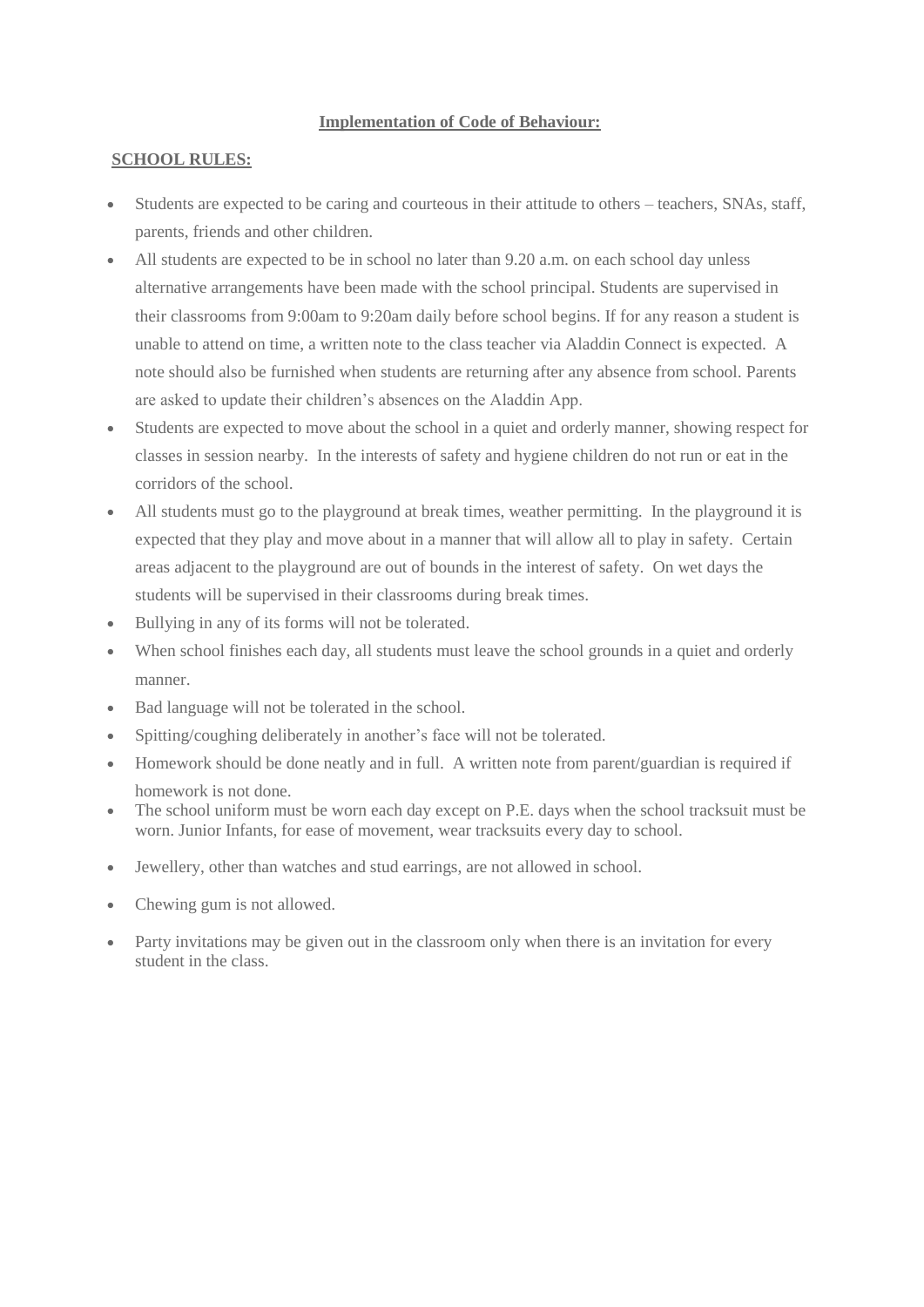**Implementation of Code of Behaviour:**

**SCHOOL RULES:**

- Students are expected to be caring and courteous in their attitude to others – teachers, SNAs, staff, parents, friends and other children.
- All students are expected to be in school no later than 9.20 a.m. on each school day unless alternative arrangements have been made with the school principal. Students are supervised in their classrooms from 9:00am to 9:20am daily before school begins. If for any reason a student is unable to attend on time, a written note to the class teacher via Aladdin Connect is expected. A note should also be furnished when students are returning after any absence from school. Parents are asked to update their children's absences on the Aladdin App.
- Students are expected to move about the school in a quiet and orderly manner, showing respect for classes in session nearby. In the interests of safety and hygiene children do not run or eat in the corridors of the school.
- All students must go to the playground at break times, weather permitting. In the playground it is expected that they play and move about in a manner that will allow all to play in safety. Certain areas adjacent to the playground are out of bounds in the interest of safety. On wet days the students will be supervised in their classrooms during break times.
- Bullying in any of its forms will not be tolerated.
- When school finishes each day, all students must leave the school grounds in a quiet and orderly manner.
- Bad language will not be tolerated in the school.
- Spitting/coughing deliberately in another's face will not be tolerated.
- Homework should be done neatly and in full. A written note from parent/guardian is required if homework is not done.
- The school uniform must be worn each day except on P.E. days when the school tracksuit must be worn. Junior Infants, for ease of movement, wear tracksuits every day to school.
- Jewellery, other than watches and stud earrings, are not allowed in school.
- Chewing gum is not allowed.
- Party invitations may be given out in the classroom only when there is an invitation for every student in the class.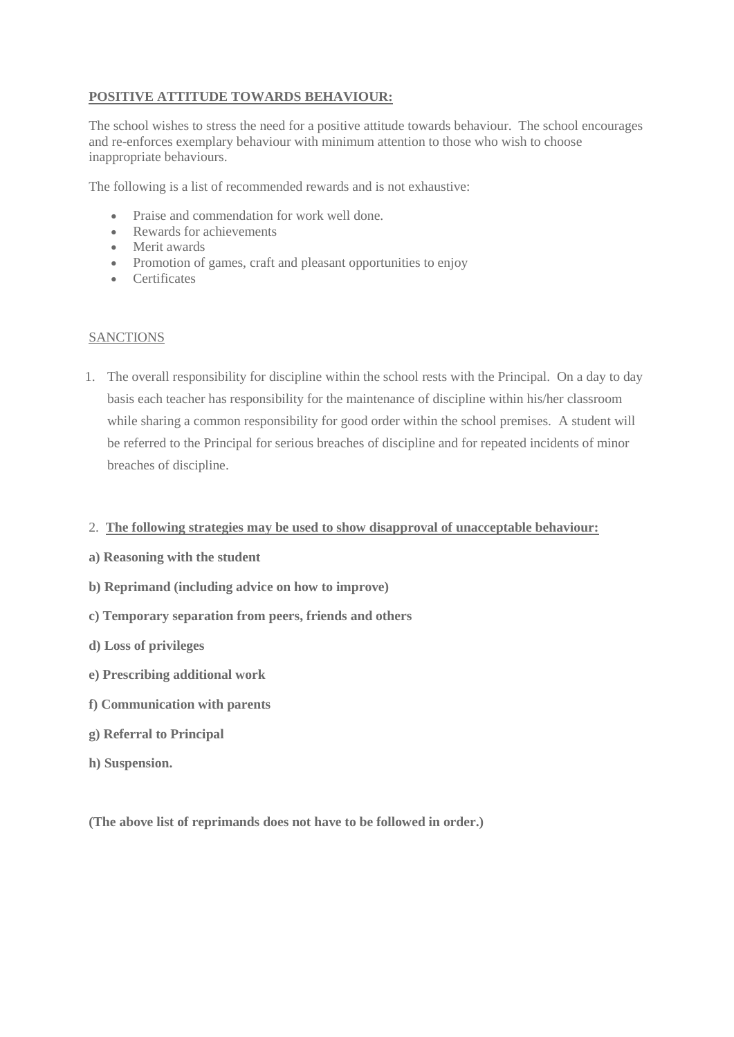**POSITIVE ATTITUDE TOWARDS BEHAVIOUR:**

The school wishes to stress the need for a positive attitude towards behaviour. The school encourages and re-enforces exemplary behaviour with minimum attention to those who wish to choose inappropriate behaviours.

The following is a list of recommended rewards and is not exhaustive:

- Praise and commendation for work well done.
- Rewards for achievements
- Merit awards
- Promotion of games, craft and pleasant opportunities to enjoy
- Certificates

SANCTIONS

1. The overall responsibility for discipline within the school rests with the Principal. On a day to day basis each teacher has responsibility for the maintenance of discipline within his/her classroom while sharing a common responsibility for good order within the school premises. A student will be referred to the Principal for serious breaches of discipline and for repeated incidents of minor breaches of discipline.

2. **The following strategies may be used to show disapproval of unacceptable behaviour:**

**a) Reasoning with the student**

**b) Reprimand (including advice on how to improve)**

**c) Temporary separation from peers, friends and others**

**d) Loss of privileges**

**e) Prescribing additional work**

**f) Communication with parents**

**g) Referral to Principal**

**h) Suspension.**

**(The above list of reprimands does not have to be followed in order.)**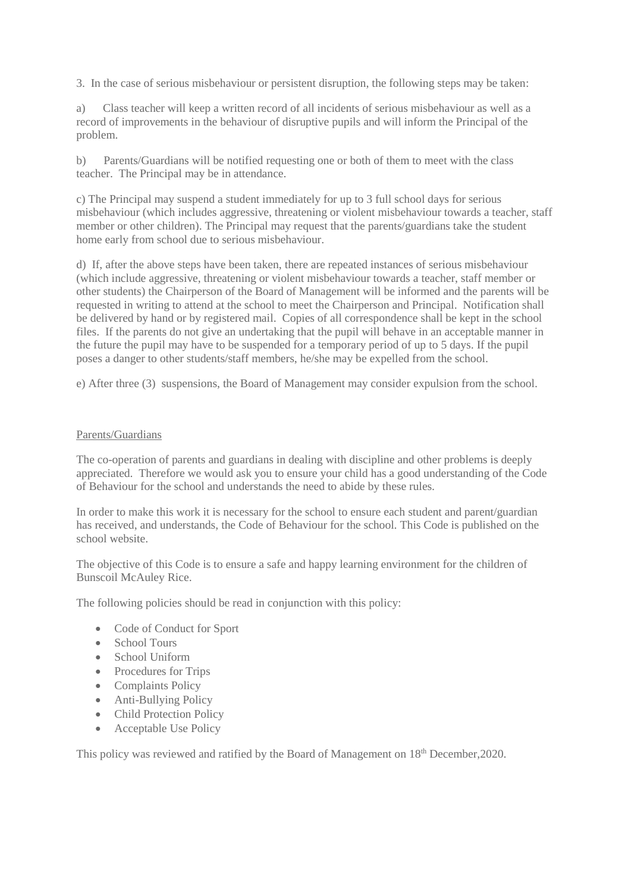3. In the case of serious misbehaviour or persistent disruption, the following steps may be taken:

a) Class teacher will keep a written record of all incidents of serious misbehaviour as well as a record of improvements in the behaviour of disruptive pupils and will inform the Principal of the problem.

b) Parents/Guardians will be notified requesting one or both of them to meet with the class teacher. The Principal may be in attendance.

c) The Principal may suspend a student immediately for up to 3 full school days for serious misbehaviour (which includes aggressive, threatening or violent misbehaviour towards a teacher, staff member or other children). The Principal may request that the parents/guardians take the student home early from school due to serious misbehaviour.

d) If, after the above steps have been taken, there are repeated instances of serious misbehaviour (which include aggressive, threatening or violent misbehaviour towards a teacher, staff member or other students) the Chairperson of the Board of Management will be informed and the parents will be requested in writing to attend at the school to meet the Chairperson and Principal. Notification shall be delivered by hand or by registered mail. Copies of all correspondence shall be kept in the school files. If the parents do not give an undertaking that the pupil will behave in an acceptable manner in the future the pupil may have to be suspended for a temporary period of up to 5 days. If the pupil poses a danger to other students/staff members, he/she may be expelled from the school.

e) After three (3) suspensions, the Board of Management may consider expulsion from the school.

Parents/Guardians

The co-operation of parents and guardians in dealing with discipline and other problems is deeply appreciated. Therefore we would ask you to ensure your child has a good understanding of the Code of Behaviour for the school and understands the need to abide by these rules.

In order to make this work it is necessary for the school to ensure each student and parent/guardian has received, and understands, the Code of Behaviour for the school. This Code is published on the school website.

The objective of this Code is to ensure a safe and happy learning environment for the children of Bunscoil McAuley Rice.

The following policies should be read in conjunction with this policy:

- Code of Conduct for Sport
- School Tours
- School Uniform
- Procedures for Trips
- Complaints Policy
- Anti-Bullying Policy
- Child Protection Policy
- Acceptable Use Policy

This policy was reviewed and ratified by the Board of Management on 18th December,2020.